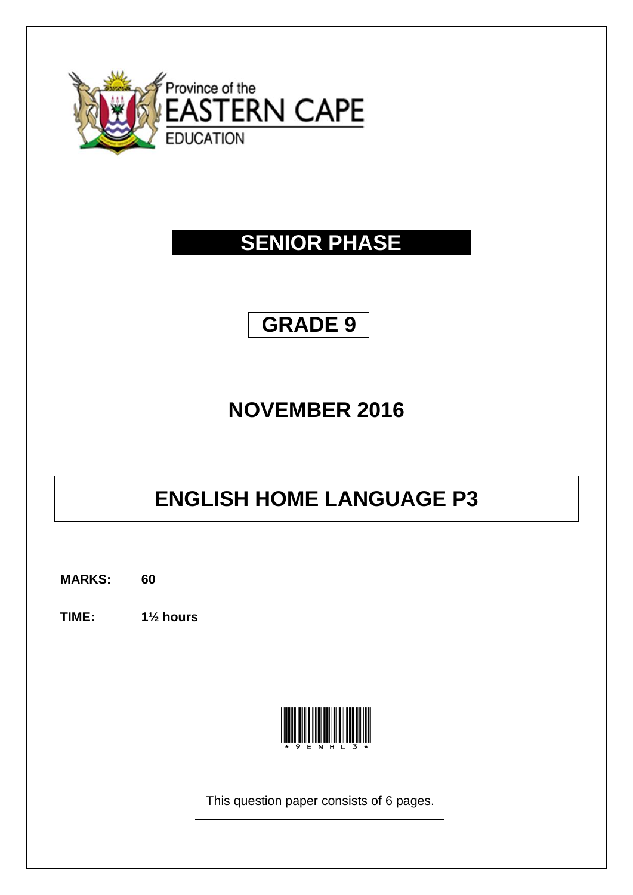Province of the
EASTERN CAPE
EDUCATION

# SENIOR PHASE

## GRADE 9

## NOVEMBER 2016

# ENGLISH HOME LANGUAGE P3

**MARKS:** **60**

**TIME:** **1½ hours**

* 9 E N H L 3 *

This question paper consists of 6 pages.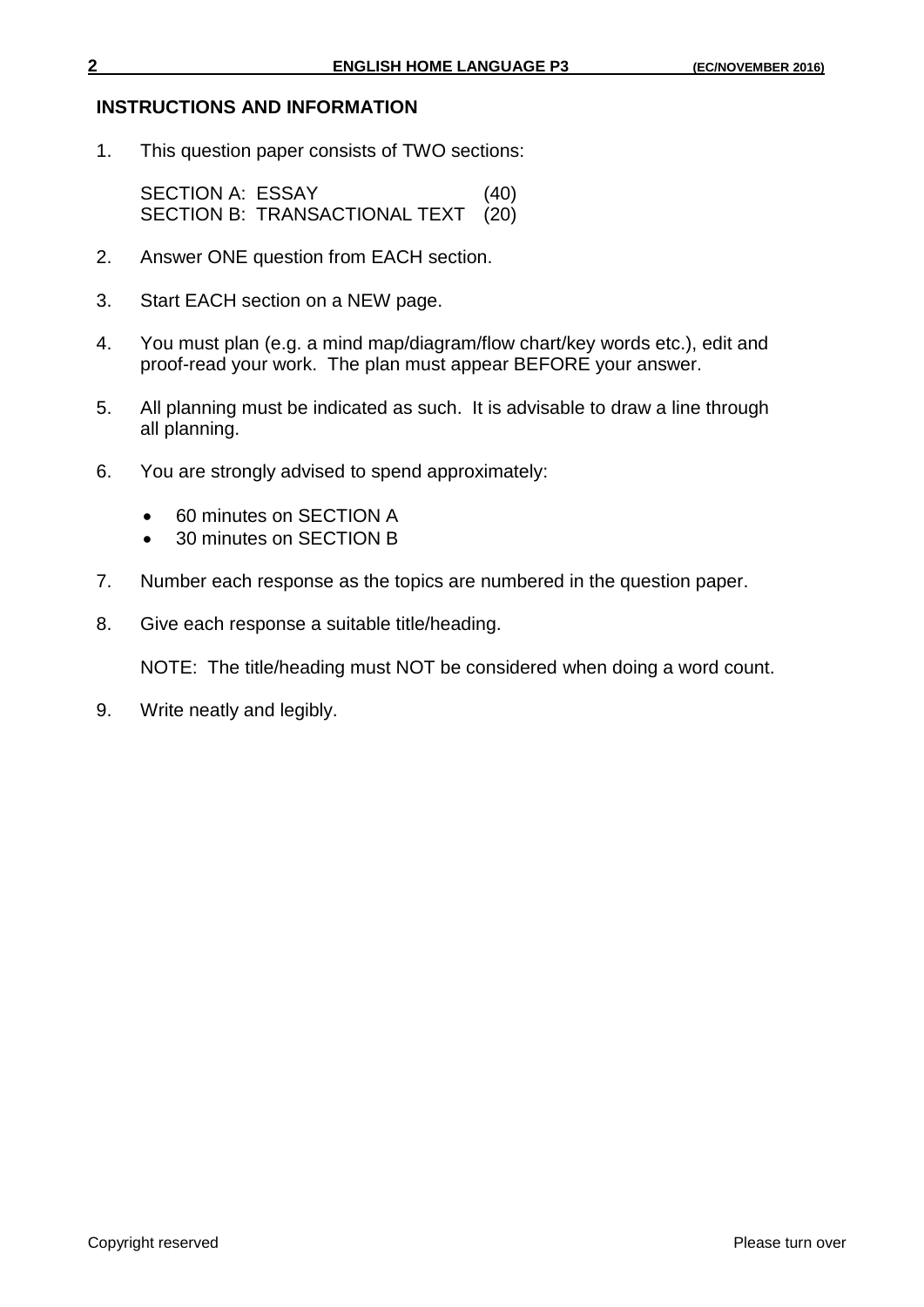## INSTRUCTIONS AND INFORMATION

1. This question paper consists of TWO sections:

   SECTION A: ESSAY (40)
   SECTION B: TRANSACTIONAL TEXT (20)

2. Answer ONE question from EACH section.

3. Start EACH section on a NEW page.

4. You must plan (e.g. a mind map/diagram/flow chart/key words etc.), edit and proof-read your work. The plan must appear BEFORE your answer.

5. All planning must be indicated as such. It is advisable to draw a line through all planning.

6. You are strongly advised to spend approximately:

   - 60 minutes on SECTION A
   - 30 minutes on SECTION B

7. Number each response as the topics are numbered in the question paper.

8. Give each response a suitable title/heading.

   NOTE: The title/heading must NOT be considered when doing a word count.

9. Write neatly and legibly.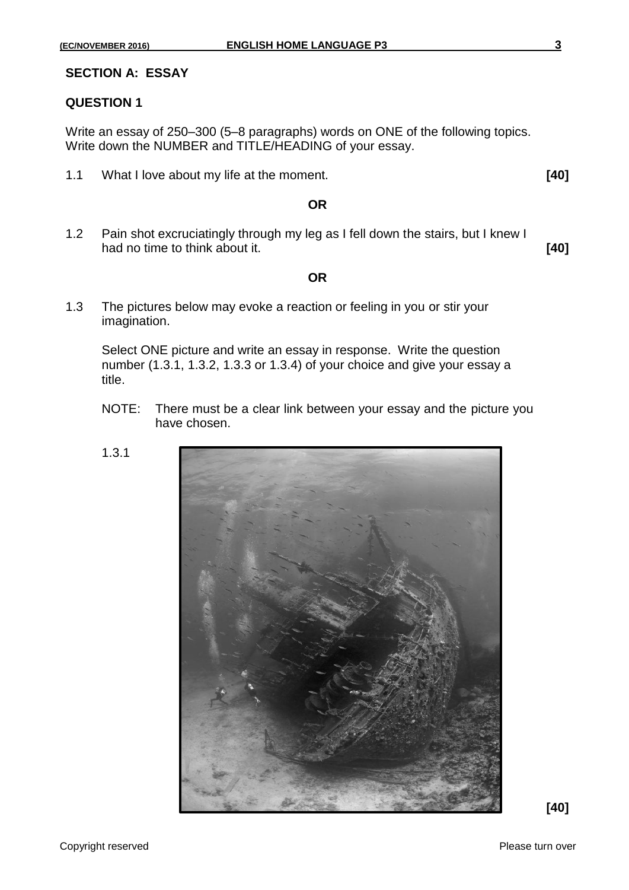## SECTION A: ESSAY

### QUESTION 1

Write an essay of 250–300 (5–8 paragraphs) words on ONE of the following topics. Write down the NUMBER and TITLE/HEADING of your essay.

1.1 What I love about my life at the moment. **[40]**

**OR**

1.2 Pain shot excruciatingly through my leg as I fell down the stairs, but I knew I had no time to think about it. **[40]**

**OR**

1.3 The pictures below may evoke a reaction or feeling in you or stir your imagination.

Select ONE picture and write an essay in response. Write the question number (1.3.1, 1.3.2, 1.3.3 or 1.3.4) of your choice and give your essay a title.

NOTE: There must be a clear link between your essay and the picture you have chosen.

1.3.1

**[40]**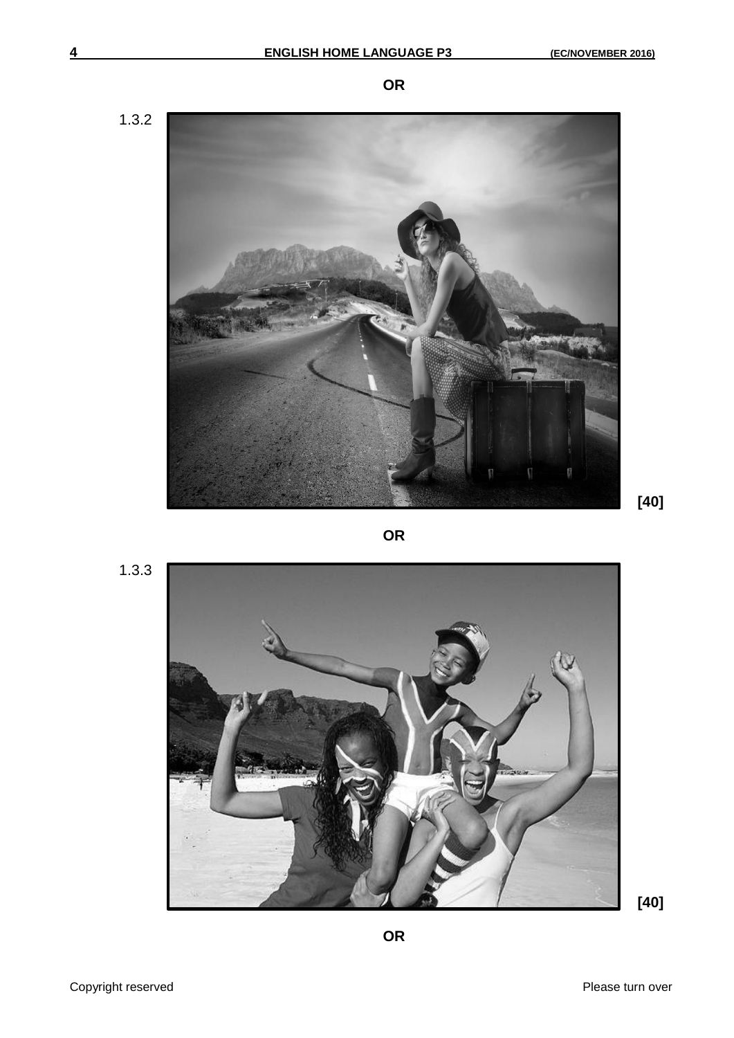**OR**

1.3.2

**[40]**

**OR**

1.3.3

**[40]**

**OR**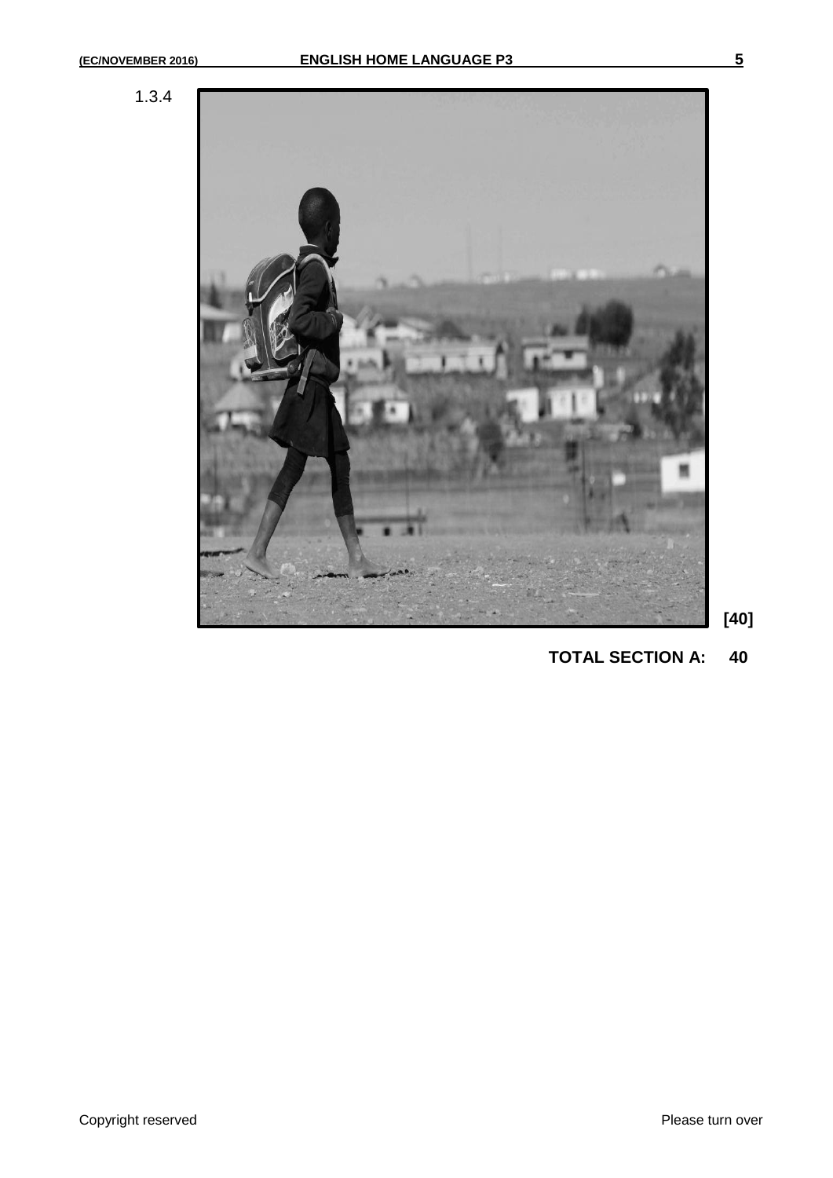1.3.4

[40]

**TOTAL SECTION A: 40**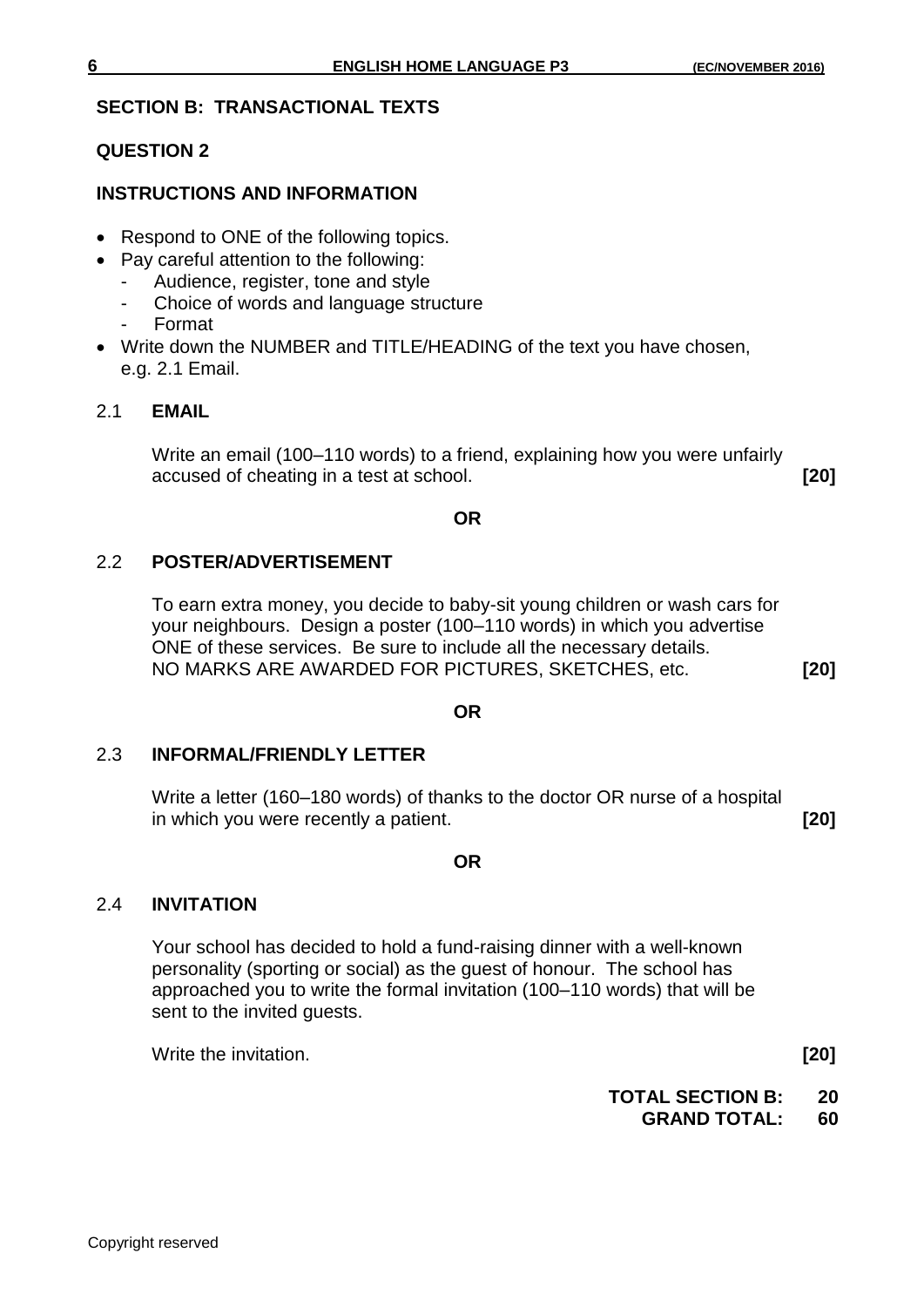## SECTION B: TRANSACTIONAL TEXTS

### QUESTION 2

### INSTRUCTIONS AND INFORMATION

- Respond to ONE of the following topics.
- Pay careful attention to the following:
  - Audience, register, tone and style
  - Choice of words and language structure
  - Format
- Write down the NUMBER and TITLE/HEADING of the text you have chosen, e.g. 2.1 Email.

**2.1 EMAIL**

Write an email (100–110 words) to a friend, explaining how you were unfairly accused of cheating in a test at school. **[20]**

**OR**

**2.2 POSTER/ADVERTISEMENT**

To earn extra money, you decide to baby-sit young children or wash cars for your neighbours. Design a poster (100–110 words) in which you advertise ONE of these services. Be sure to include all the necessary details.
NO MARKS ARE AWARDED FOR PICTURES, SKETCHES, etc. **[20]**

**OR**

**2.3 INFORMAL/FRIENDLY LETTER**

Write a letter (160–180 words) of thanks to the doctor OR nurse of a hospital in which you were recently a patient. **[20]**

**OR**

**2.4 INVITATION**

Your school has decided to hold a fund-raising dinner with a well-known personality (sporting or social) as the guest of honour. The school has approached you to write the formal invitation (100–110 words) that will be sent to the invited guests.

Write the invitation. **[20]**

**TOTAL SECTION B: 20**
**GRAND TOTAL: 60**